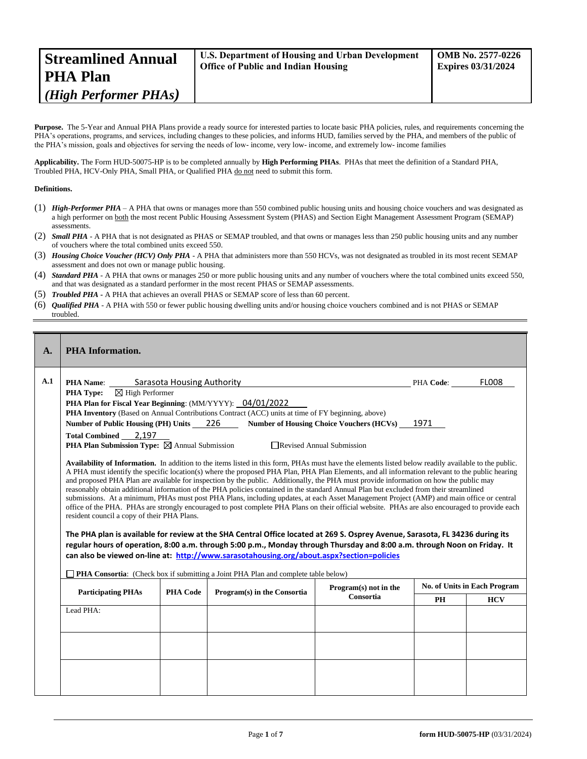# Streamlined Annual PHA Plan *(High Performer PHAs)*

**U.S. Department of Housing and Urban Development**
**Office of Public and Indian Housing**

**OMB No. 2577-0226**
**Expires 03/31/2024**

**Purpose.** The 5-Year and Annual PHA Plans provide a ready source for interested parties to locate basic PHA policies, rules, and requirements concerning the PHA's operations, programs, and services, including changes to these policies, and informs HUD, families served by the PHA, and members of the public of the PHA's mission, goals and objectives for serving the needs of low- income, very low- income, and extremely low- income families

**Applicability.** The Form HUD-50075-HP is to be completed annually by **High Performing PHAs**. PHAs that meet the definition of a Standard PHA, Troubled PHA, HCV-Only PHA, Small PHA, or Qualified PHA do not need to submit this form.

**Definitions.**

(1) ***High-Performer PHA*** – A PHA that owns or manages more than 550 combined public housing units and housing choice vouchers and was designated as a high performer on both the most recent Public Housing Assessment System (PHAS) and Section Eight Management Assessment Program (SEMAP) assessments.
(2) ***Small PHA*** - A PHA that is not designated as PHAS or SEMAP troubled, and that owns or manages less than 250 public housing units and any number of vouchers where the total combined units exceed 550.
(3) ***Housing Choice Voucher (HCV) Only PHA*** - A PHA that administers more than 550 HCVs, was not designated as troubled in its most recent SEMAP assessment and does not own or manage public housing.
(4) ***Standard PHA*** - A PHA that owns or manages 250 or more public housing units and any number of vouchers where the total combined units exceed 550, and that was designated as a standard performer in the most recent PHAS or SEMAP assessments.
(5) ***Troubled PHA*** - A PHA that achieves an overall PHAS or SEMAP score of less than 60 percent.
(6) ***Qualified PHA*** - A PHA with 550 or fewer public housing dwelling units and/or housing choice vouchers combined and is not PHAS or SEMAP troubled.

## A. PHA Information.

**A.1**

**PHA Name**: Sarasota Housing Authority  **PHA Code**: FL008
**PHA Type:** ☒ High Performer
**PHA Plan for Fiscal Year Beginning**: (MM/YYYY): 04/01/2022
**PHA Inventory** (Based on Annual Contributions Contract (ACC) units at time of FY beginning, above)
**Number of Public Housing (PH) Units** 226  **Number of Housing Choice Vouchers (HCVs)** 1971
**Total Combined** 2,197
**PHA Plan Submission Type:** ☒ Annual Submission  ☐ Revised Annual Submission

**Availability of Information.** In addition to the items listed in this form, PHAs must have the elements listed below readily available to the public. A PHA must identify the specific location(s) where the proposed PHA Plan, PHA Plan Elements, and all information relevant to the public hearing and proposed PHA Plan are available for inspection by the public. Additionally, the PHA must provide information on how the public may reasonably obtain additional information of the PHA policies contained in the standard Annual Plan but excluded from their streamlined submissions. At a minimum, PHAs must post PHA Plans, including updates, at each Asset Management Project (AMP) and main office or central office of the PHA. PHAs are strongly encouraged to post complete PHA Plans on their official website. PHAs are also encouraged to provide each resident council a copy of their PHA Plans.

**The PHA plan is available for review at the SHA Central Office located at 269 S. Osprey Avenue, Sarasota, FL 34236 during its regular hours of operation, 8:00 a.m. through 5:00 p.m., Monday through Thursday and 8:00 a.m. through Noon on Friday. It can also be viewed on-line at: http://www.sarasotahousing.org/about.aspx?section=policies**

☐ **PHA Consortia**: (Check box if submitting a Joint PHA Plan and complete table below)

| Participating PHAs | PHA Code | Program(s) in the Consortia | Program(s) not in the Consortia | No. of Units in Each Program | |
|---|---|---|---|---|---|
| | | | | PH | HCV |
| Lead PHA: | | | | | |
| | | | | | |
| | | | | | |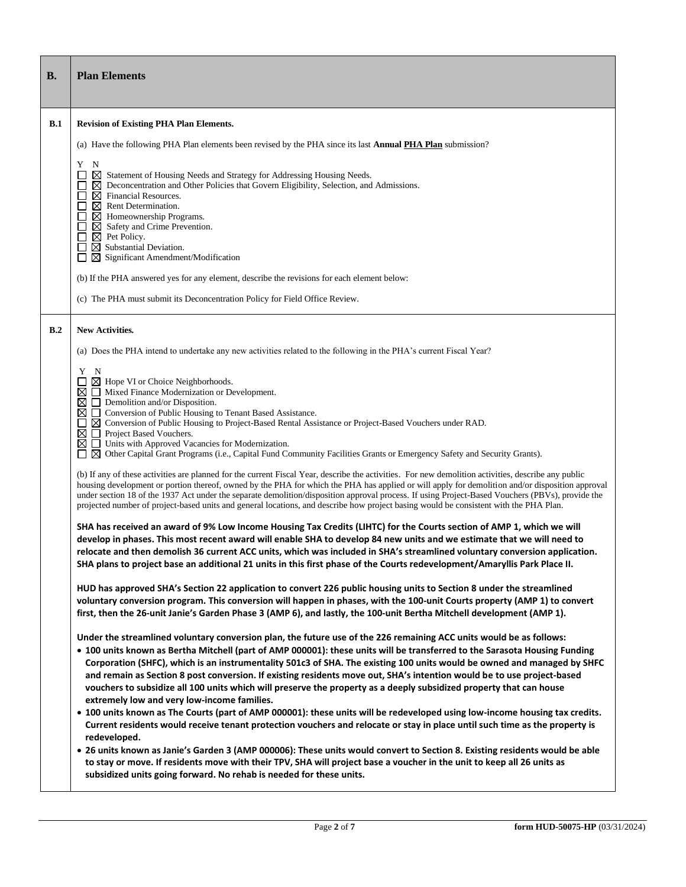| B. | Plan Elements |
|---|---|

## B.1 Revision of Existing PHA Plan Elements.

(a) Have the following PHA Plan elements been revised by the PHA since its last **Annual PHA Plan** submission?

Y N
☐ ☒ Statement of Housing Needs and Strategy for Addressing Housing Needs.
☐ ☒ Deconcentration and Other Policies that Govern Eligibility, Selection, and Admissions.
☐ ☒ Financial Resources.
☐ ☒ Rent Determination.
☐ ☒ Homeownership Programs.
☐ ☒ Safety and Crime Prevention.
☐ ☒ Pet Policy.
☐ ☒ Substantial Deviation.
☐ ☒ Significant Amendment/Modification

(b) If the PHA answered yes for any element, describe the revisions for each element below:

(c) The PHA must submit its Deconcentration Policy for Field Office Review.

## B.2 New Activities.

(a) Does the PHA intend to undertake any new activities related to the following in the PHA's current Fiscal Year?

Y N
☐ ☒ Hope VI or Choice Neighborhoods.
☒ ☐ Mixed Finance Modernization or Development.
☒ ☐ Demolition and/or Disposition.
☒ ☐ Conversion of Public Housing to Tenant Based Assistance.
☐ ☒ Conversion of Public Housing to Project-Based Rental Assistance or Project-Based Vouchers under RAD.
☒ ☐ Project Based Vouchers.
☒ ☐ Units with Approved Vacancies for Modernization.
☐ ☒ Other Capital Grant Programs (i.e., Capital Fund Community Facilities Grants or Emergency Safety and Security Grants).

(b) If any of these activities are planned for the current Fiscal Year, describe the activities. For new demolition activities, describe any public housing development or portion thereof, owned by the PHA for which the PHA has applied or will apply for demolition and/or disposition approval under section 18 of the 1937 Act under the separate demolition/disposition approval process. If using Project-Based Vouchers (PBVs), provide the projected number of project-based units and general locations, and describe how project basing would be consistent with the PHA Plan.

**SHA has received an award of 9% Low Income Housing Tax Credits (LIHTC) for the Courts section of AMP 1, which we will develop in phases. This most recent award will enable SHA to develop 84 new units and we estimate that we will need to relocate and then demolish 36 current ACC units, which was included in SHA's streamlined voluntary conversion application. SHA plans to project base an additional 21 units in this first phase of the Courts redevelopment/Amaryllis Park Place II.**

**HUD has approved SHA's Section 22 application to convert 226 public housing units to Section 8 under the streamlined voluntary conversion program. This conversion will happen in phases, with the 100-unit Courts property (AMP 1) to convert first, then the 26-unit Janie's Garden Phase 3 (AMP 6), and lastly, the 100-unit Bertha Mitchell development (AMP 1).**

**Under the streamlined voluntary conversion plan, the future use of the 226 remaining ACC units would be as follows:**

- **100 units known as Bertha Mitchell (part of AMP 000001): these units will be transferred to the Sarasota Housing Funding Corporation (SHFC), which is an instrumentality 501c3 of SHA. The existing 100 units would be owned and managed by SHFC and remain as Section 8 post conversion. If existing residents move out, SHA's intention would be to use project-based vouchers to subsidize all 100 units which will preserve the property as a deeply subsidized property that can house extremely low and very low-income families.**
- **100 units known as The Courts (part of AMP 000001): these units will be redeveloped using low-income housing tax credits. Current residents would receive tenant protection vouchers and relocate or stay in place until such time as the property is redeveloped.**
- **26 units known as Janie's Garden 3 (AMP 000006): These units would convert to Section 8. Existing residents would be able to stay or move. If residents move with their TPV, SHA will project base a voucher in the unit to keep all 26 units as subsidized units going forward. No rehab is needed for these units.**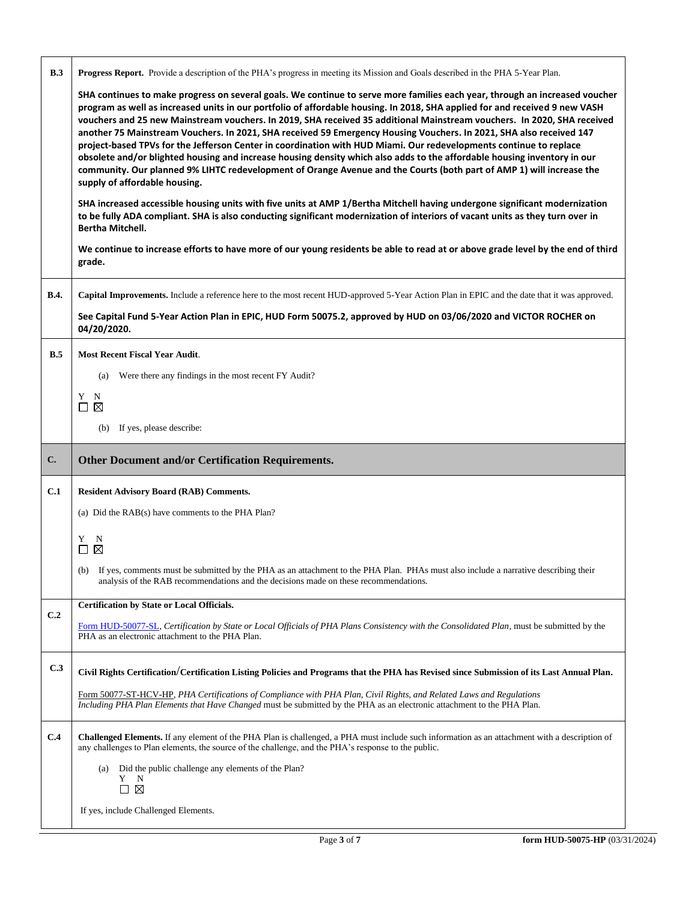**B.3** **Progress Report.** Provide a description of the PHA's progress in meeting its Mission and Goals described in the PHA 5-Year Plan.

**SHA continues to make progress on several goals. We continue to serve more families each year, through an increased voucher program as well as increased units in our portfolio of affordable housing. In 2018, SHA applied for and received 9 new VASH vouchers and 25 new Mainstream vouchers. In 2019, SHA received 35 additional Mainstream vouchers. In 2020, SHA received another 75 Mainstream Vouchers. In 2021, SHA received 59 Emergency Housing Vouchers. In 2021, SHA also received 147 project-based TPVs for the Jefferson Center in coordination with HUD Miami. Our redevelopments continue to replace obsolete and/or blighted housing and increase housing density which also adds to the affordable housing inventory in our community. Our planned 9% LIHTC redevelopment of Orange Avenue and the Courts (both part of AMP 1) will increase the supply of affordable housing.**

**SHA increased accessible housing units with five units at AMP 1/Bertha Mitchell having undergone significant modernization to be fully ADA compliant. SHA is also conducting significant modernization of interiors of vacant units as they turn over in Bertha Mitchell.**

**We continue to increase efforts to have more of our young residents be able to read at or above grade level by the end of third grade.**

**B.4.** **Capital Improvements.** Include a reference here to the most recent HUD-approved 5-Year Action Plan in EPIC and the date that it was approved.

**See Capital Fund 5-Year Action Plan in EPIC, HUD Form 50075.2, approved by HUD on 03/06/2020 and VICTOR ROCHER on 04/20/2020.**

**B.5** **Most Recent Fiscal Year Audit**.

(a) Were there any findings in the most recent FY Audit?

Y ☐ N ☒

(b) If yes, please describe:

## C. Other Document and/or Certification Requirements.

**C.1** **Resident Advisory Board (RAB) Comments.**

(a) Did the RAB(s) have comments to the PHA Plan?

Y ☐ N ☒

(b) If yes, comments must be submitted by the PHA as an attachment to the PHA Plan. PHAs must also include a narrative describing their analysis of the RAB recommendations and the decisions made on these recommendations.

**C.2** **Certification by State or Local Officials.**

Form HUD-50077-SL, *Certification by State or Local Officials of PHA Plans Consistency with the Consolidated Plan*, must be submitted by the PHA as an electronic attachment to the PHA Plan.

**C.3** **Civil Rights Certification/Certification Listing Policies and Programs that the PHA has Revised since Submission of its Last Annual Plan.**

Form 50077-ST-HCV-HP, *PHA Certifications of Compliance with PHA Plan, Civil Rights, and Related Laws and Regulations Including PHA Plan Elements that Have Changed* must be submitted by the PHA as an electronic attachment to the PHA Plan.

**C.4** **Challenged Elements.** If any element of the PHA Plan is challenged, a PHA must include such information as an attachment with a description of any challenges to Plan elements, the source of the challenge, and the PHA's response to the public.

(a) Did the public challenge any elements of the Plan?

Y ☐ N ☒

If yes, include Challenged Elements.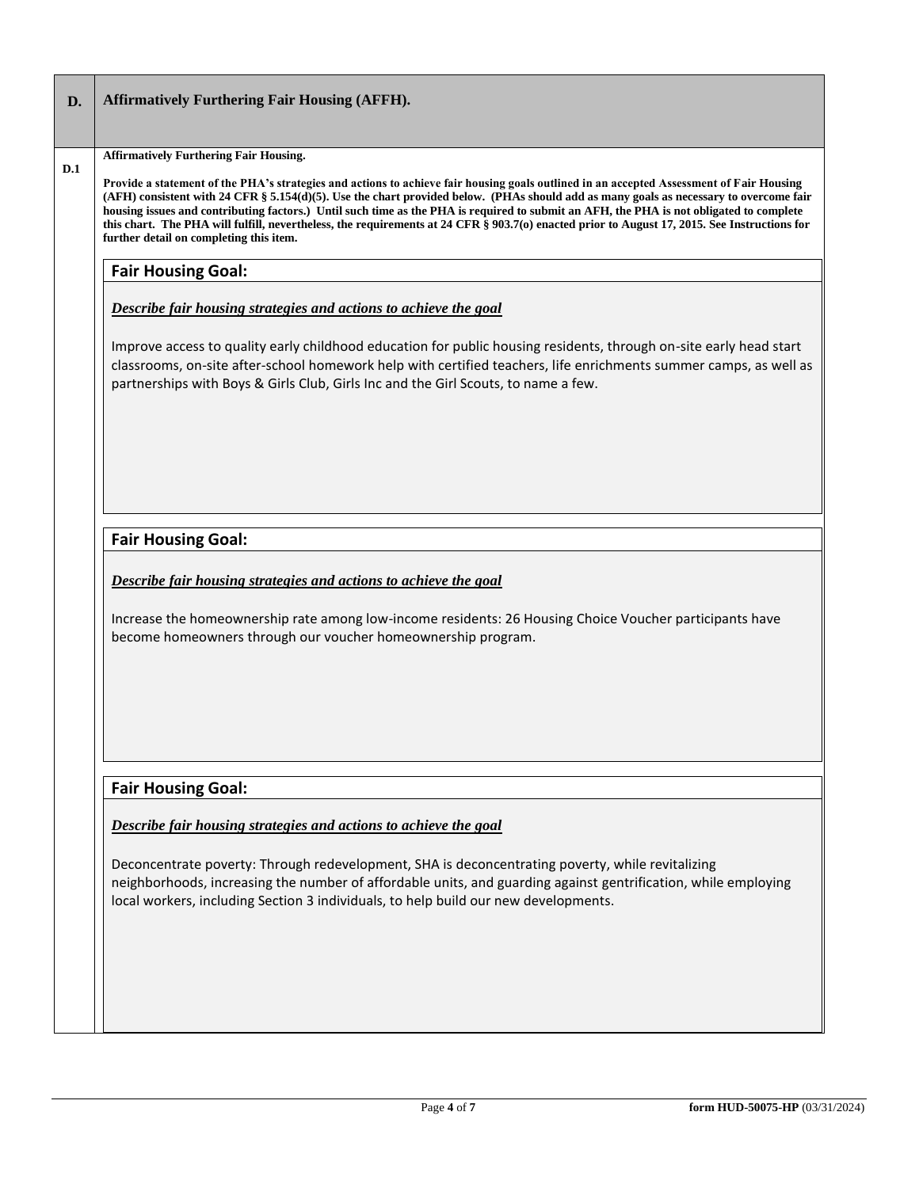## D. Affirmatively Furthering Fair Housing (AFFH).

**D.1 Affirmatively Furthering Fair Housing.**

**Provide a statement of the PHA's strategies and actions to achieve fair housing goals outlined in an accepted Assessment of Fair Housing (AFH) consistent with 24 CFR § 5.154(d)(5). Use the chart provided below. (PHAs should add as many goals as necessary to overcome fair housing issues and contributing factors.) Until such time as the PHA is required to submit an AFH, the PHA is not obligated to complete this chart. The PHA will fulfill, nevertheless, the requirements at 24 CFR § 903.7(o) enacted prior to August 17, 2015. See Instructions for further detail on completing this item.**

### Fair Housing Goal:

***Describe fair housing strategies and actions to achieve the goal***

Improve access to quality early childhood education for public housing residents, through on-site early head start classrooms, on-site after-school homework help with certified teachers, life enrichments summer camps, as well as partnerships with Boys & Girls Club, Girls Inc and the Girl Scouts, to name a few.

### Fair Housing Goal:

***Describe fair housing strategies and actions to achieve the goal***

Increase the homeownership rate among low-income residents: 26 Housing Choice Voucher participants have become homeowners through our voucher homeownership program.

### Fair Housing Goal:

***Describe fair housing strategies and actions to achieve the goal***

Deconcentrate poverty: Through redevelopment, SHA is deconcentrating poverty, while revitalizing neighborhoods, increasing the number of affordable units, and guarding against gentrification, while employing local workers, including Section 3 individuals, to help build our new developments.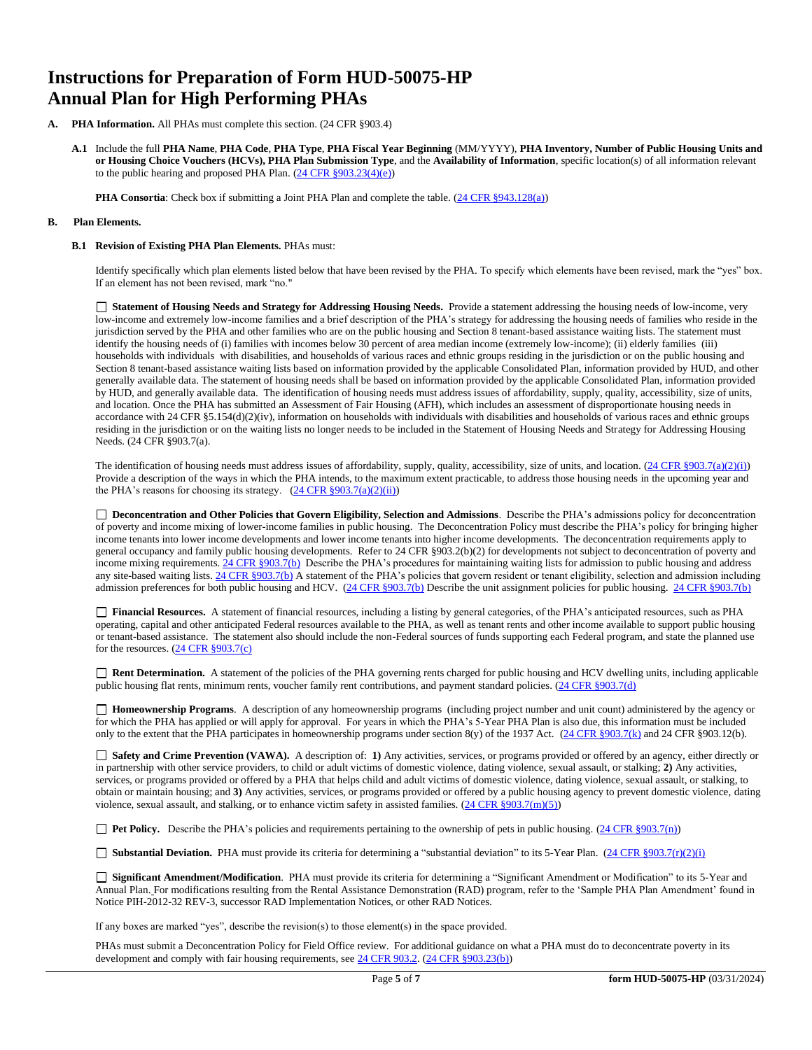# Instructions for Preparation of Form HUD-50075-HP Annual Plan for High Performing PHAs

**A. PHA Information.** All PHAs must complete this section. (24 CFR §903.4)

**A.1** Include the full **PHA Name**, **PHA Code**, **PHA Type**, **PHA Fiscal Year Beginning** (MM/YYYY), **PHA Inventory, Number of Public Housing Units and or Housing Choice Vouchers (HCVs), PHA Plan Submission Type**, and the **Availability of Information**, specific location(s) of all information relevant to the public hearing and proposed PHA Plan. (24 CFR §903.23(4)(e))

**PHA Consortia**: Check box if submitting a Joint PHA Plan and complete the table. (24 CFR §943.128(a))

**B. Plan Elements.**

**B.1 Revision of Existing PHA Plan Elements.** PHAs must:

Identify specifically which plan elements listed below that have been revised by the PHA. To specify which elements have been revised, mark the "yes" box. If an element has not been revised, mark "no."

☐ **Statement of Housing Needs and Strategy for Addressing Housing Needs.** Provide a statement addressing the housing needs of low-income, very low-income and extremely low-income families and a brief description of the PHA's strategy for addressing the housing needs of families who reside in the jurisdiction served by the PHA and other families who are on the public housing and Section 8 tenant-based assistance waiting lists. The statement must identify the housing needs of (i) families with incomes below 30 percent of area median income (extremely low-income); (ii) elderly families (iii) households with individuals with disabilities, and households of various races and ethnic groups residing in the jurisdiction or on the public housing and Section 8 tenant-based assistance waiting lists based on information provided by the applicable Consolidated Plan, information provided by HUD, and other generally available data. The statement of housing needs shall be based on information provided by the applicable Consolidated Plan, information provided by HUD, and generally available data. The identification of housing needs must address issues of affordability, supply, quality, accessibility, size of units, and location. Once the PHA has submitted an Assessment of Fair Housing (AFH), which includes an assessment of disproportionate housing needs in accordance with 24 CFR §5.154(d)(2)(iv), information on households with individuals with disabilities and households of various races and ethnic groups residing in the jurisdiction or on the waiting lists no longer needs to be included in the Statement of Housing Needs and Strategy for Addressing Housing Needs. (24 CFR §903.7(a).

The identification of housing needs must address issues of affordability, supply, quality, accessibility, size of units, and location. (24 CFR §903.7(a)(2)(i)) Provide a description of the ways in which the PHA intends, to the maximum extent practicable, to address those housing needs in the upcoming year and the PHA's reasons for choosing its strategy. (24 CFR §903.7(a)(2)(ii))

☐ **Deconcentration and Other Policies that Govern Eligibility, Selection and Admissions**. Describe the PHA's admissions policy for deconcentration of poverty and income mixing of lower-income families in public housing. The Deconcentration Policy must describe the PHA's policy for bringing higher income tenants into lower income developments and lower income tenants into higher income developments. The deconcentration requirements apply to general occupancy and family public housing developments. Refer to 24 CFR §903.2(b)(2) for developments not subject to deconcentration of poverty and income mixing requirements. 24 CFR §903.7(b) Describe the PHA's procedures for maintaining waiting lists for admission to public housing and address any site-based waiting lists. 24 CFR §903.7(b) A statement of the PHA's policies that govern resident or tenant eligibility, selection and admission including admission preferences for both public housing and HCV. (24 CFR §903.7(b) Describe the unit assignment policies for public housing. 24 CFR §903.7(b)

☐ **Financial Resources.** A statement of financial resources, including a listing by general categories, of the PHA's anticipated resources, such as PHA operating, capital and other anticipated Federal resources available to the PHA, as well as tenant rents and other income available to support public housing or tenant-based assistance. The statement also should include the non-Federal sources of funds supporting each Federal program, and state the planned use for the resources. (24 CFR §903.7(c)

☐ **Rent Determination.** A statement of the policies of the PHA governing rents charged for public housing and HCV dwelling units, including applicable public housing flat rents, minimum rents, voucher family rent contributions, and payment standard policies. (24 CFR §903.7(d)

☐ **Homeownership Programs**. A description of any homeownership programs (including project number and unit count) administered by the agency or for which the PHA has applied or will apply for approval. For years in which the PHA's 5-Year PHA Plan is also due, this information must be included only to the extent that the PHA participates in homeownership programs under section 8(y) of the 1937 Act. (24 CFR §903.7(k) and 24 CFR §903.12(b).

☐ **Safety and Crime Prevention (VAWA).** A description of: **1)** Any activities, services, or programs provided or offered by an agency, either directly or in partnership with other service providers, to child or adult victims of domestic violence, dating violence, sexual assault, or stalking; **2)** Any activities, services, or programs provided or offered by a PHA that helps child and adult victims of domestic violence, dating violence, sexual assault, or stalking, to obtain or maintain housing; and **3)** Any activities, services, or programs provided or offered by a public housing agency to prevent domestic violence, dating violence, sexual assault, and stalking, or to enhance victim safety in assisted families. (24 CFR §903.7(m)(5))

☐ **Pet Policy.** Describe the PHA's policies and requirements pertaining to the ownership of pets in public housing. (24 CFR §903.7(n))

☐ **Substantial Deviation.** PHA must provide its criteria for determining a "substantial deviation" to its 5-Year Plan. (24 CFR §903.7(r)(2)(i)

☐ **Significant Amendment/Modification**. PHA must provide its criteria for determining a "Significant Amendment or Modification" to its 5-Year and Annual Plan. For modifications resulting from the Rental Assistance Demonstration (RAD) program, refer to the 'Sample PHA Plan Amendment' found in Notice PIH-2012-32 REV-3, successor RAD Implementation Notices, or other RAD Notices.

If any boxes are marked "yes", describe the revision(s) to those element(s) in the space provided.

PHAs must submit a Deconcentration Policy for Field Office review. For additional guidance on what a PHA must do to deconcentrate poverty in its development and comply with fair housing requirements, see 24 CFR 903.2. (24 CFR §903.23(b))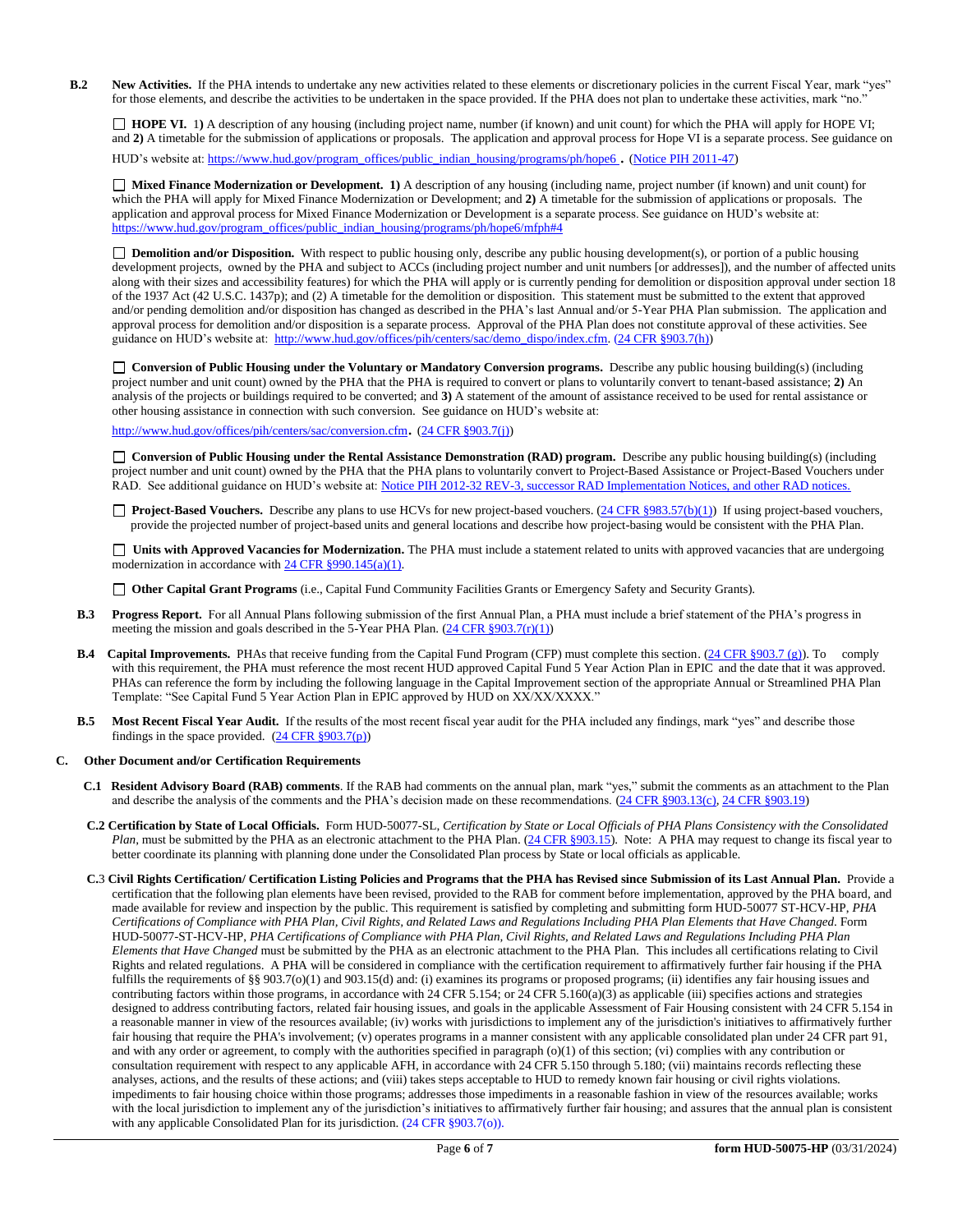**B.2** **New Activities.** If the PHA intends to undertake any new activities related to these elements or discretionary policies in the current Fiscal Year, mark "yes" for those elements, and describe the activities to be undertaken in the space provided. If the PHA does not plan to undertake these activities, mark "no."

☐ **HOPE VI.** 1) A description of any housing (including project name, number (if known) and unit count) for which the PHA will apply for HOPE VI; and **2)** A timetable for the submission of applications or proposals. The application and approval process for Hope VI is a separate process. See guidance on HUD's website at: https://www.hud.gov/program_offices/public_indian_housing/programs/ph/hope6 **.** (Notice PIH 2011-47)

☐ **Mixed Finance Modernization or Development. 1)** A description of any housing (including name, project number (if known) and unit count) for which the PHA will apply for Mixed Finance Modernization or Development; and **2)** A timetable for the submission of applications or proposals. The application and approval process for Mixed Finance Modernization or Development is a separate process. See guidance on HUD's website at: https://www.hud.gov/program_offices/public_indian_housing/programs/ph/hope6/mfph#4

☐ **Demolition and/or Disposition.** With respect to public housing only, describe any public housing development(s), or portion of a public housing development projects, owned by the PHA and subject to ACCs (including project number and unit numbers [or addresses]), and the number of affected units along with their sizes and accessibility features) for which the PHA will apply or is currently pending for demolition or disposition approval under section 18 of the 1937 Act (42 U.S.C. 1437p); and (2) A timetable for the demolition or disposition. This statement must be submitted to the extent that approved and/or pending demolition and/or disposition has changed as described in the PHA's last Annual and/or 5-Year PHA Plan submission. The application and approval process for demolition and/or disposition is a separate process. Approval of the PHA Plan does not constitute approval of these activities. See guidance on HUD's website at: http://www.hud.gov/offices/pih/centers/sac/demo_dispo/index.cfm. (24 CFR §903.7(h))

☐ **Conversion of Public Housing under the Voluntary or Mandatory Conversion programs.** Describe any public housing building(s) (including project number and unit count) owned by the PHA that the PHA is required to convert or plans to voluntarily convert to tenant-based assistance; **2)** An analysis of the projects or buildings required to be converted; and **3)** A statement of the amount of assistance received to be used for rental assistance or other housing assistance in connection with such conversion. See guidance on HUD's website at:

http://www.hud.gov/offices/pih/centers/sac/conversion.cfm**.** (24 CFR §903.7(j))

☐ **Conversion of Public Housing under the Rental Assistance Demonstration (RAD) program.** Describe any public housing building(s) (including project number and unit count) owned by the PHA that the PHA plans to voluntarily convert to Project-Based Assistance or Project-Based Vouchers under RAD. See additional guidance on HUD's website at: Notice PIH 2012-32 REV-3, successor RAD Implementation Notices, and other RAD notices.

☐ **Project-Based Vouchers.** Describe any plans to use HCVs for new project-based vouchers. (24 CFR §983.57(b)(1)) If using project-based vouchers, provide the projected number of project-based units and general locations and describe how project-basing would be consistent with the PHA Plan.

☐ **Units with Approved Vacancies for Modernization.** The PHA must include a statement related to units with approved vacancies that are undergoing modernization in accordance with 24 CFR §990.145(a)(1).

☐ **Other Capital Grant Programs** (i.e., Capital Fund Community Facilities Grants or Emergency Safety and Security Grants).

**B.3** **Progress Report.** For all Annual Plans following submission of the first Annual Plan, a PHA must include a brief statement of the PHA's progress in meeting the mission and goals described in the 5-Year PHA Plan. (24 CFR §903.7(r)(1))

**B.4** **Capital Improvements.** PHAs that receive funding from the Capital Fund Program (CFP) must complete this section. (24 CFR §903.7 (g)). To comply with this requirement, the PHA must reference the most recent HUD approved Capital Fund 5 Year Action Plan in EPIC and the date that it was approved. PHAs can reference the form by including the following language in the Capital Improvement section of the appropriate Annual or Streamlined PHA Plan Template: "See Capital Fund 5 Year Action Plan in EPIC approved by HUD on XX/XX/XXXX."

**B.5** **Most Recent Fiscal Year Audit.** If the results of the most recent fiscal year audit for the PHA included any findings, mark "yes" and describe those findings in the space provided. (24 CFR §903.7(p))

## C. Other Document and/or Certification Requirements

**C.1** **Resident Advisory Board (RAB) comments**. If the RAB had comments on the annual plan, mark "yes," submit the comments as an attachment to the Plan and describe the analysis of the comments and the PHA's decision made on these recommendations. (24 CFR §903.13(c), 24 CFR §903.19)

**C.2 Certification by State of Local Officials.** Form HUD-50077-SL, *Certification by State or Local Officials of PHA Plans Consistency with the Consolidated Plan*, must be submitted by the PHA as an electronic attachment to the PHA Plan. (24 CFR §903.15). Note: A PHA may request to change its fiscal year to better coordinate its planning with planning done under the Consolidated Plan process by State or local officials as applicable.

**C.3 Civil Rights Certification/ Certification Listing Policies and Programs that the PHA has Revised since Submission of its Last Annual Plan.** Provide a certification that the following plan elements have been revised, provided to the RAB for comment before implementation, approved by the PHA board, and made available for review and inspection by the public. This requirement is satisfied by completing and submitting form HUD-50077 ST-HCV-HP, *PHA Certifications of Compliance with PHA Plan, Civil Rights, and Related Laws and Regulations Including PHA Plan Elements that Have Changed.* Form HUD-50077-ST-HCV-HP, *PHA Certifications of Compliance with PHA Plan, Civil Rights, and Related Laws and Regulations Including PHA Plan Elements that Have Changed* must be submitted by the PHA as an electronic attachment to the PHA Plan. This includes all certifications relating to Civil Rights and related regulations. A PHA will be considered in compliance with the certification requirement to affirmatively further fair housing if the PHA fulfills the requirements of §§ 903.7(o)(1) and 903.15(d) and: (i) examines its programs or proposed programs; (ii) identifies any fair housing issues and contributing factors within those programs, in accordance with 24 CFR 5.154; or 24 CFR 5.160(a)(3) as applicable (iii) specifies actions and strategies designed to address contributing factors, related fair housing issues, and goals in the applicable Assessment of Fair Housing consistent with 24 CFR 5.154 in a reasonable manner in view of the resources available; (iv) works with jurisdictions to implement any of the jurisdiction's initiatives to affirmatively further fair housing that require the PHA's involvement; (v) operates programs in a manner consistent with any applicable consolidated plan under 24 CFR part 91, and with any order or agreement, to comply with the authorities specified in paragraph (o)(1) of this section; (vi) complies with any contribution or consultation requirement with respect to any applicable AFH, in accordance with 24 CFR 5.150 through 5.180; (vii) maintains records reflecting these analyses, actions, and the results of these actions; and (viii) takes steps acceptable to HUD to remedy known fair housing or civil rights violations. impediments to fair housing choice within those programs; addresses those impediments in a reasonable fashion in view of the resources available; works with the local jurisdiction to implement any of the jurisdiction's initiatives to affirmatively further fair housing; and assures that the annual plan is consistent with any applicable Consolidated Plan for its jurisdiction. (24 CFR §903.7(o)).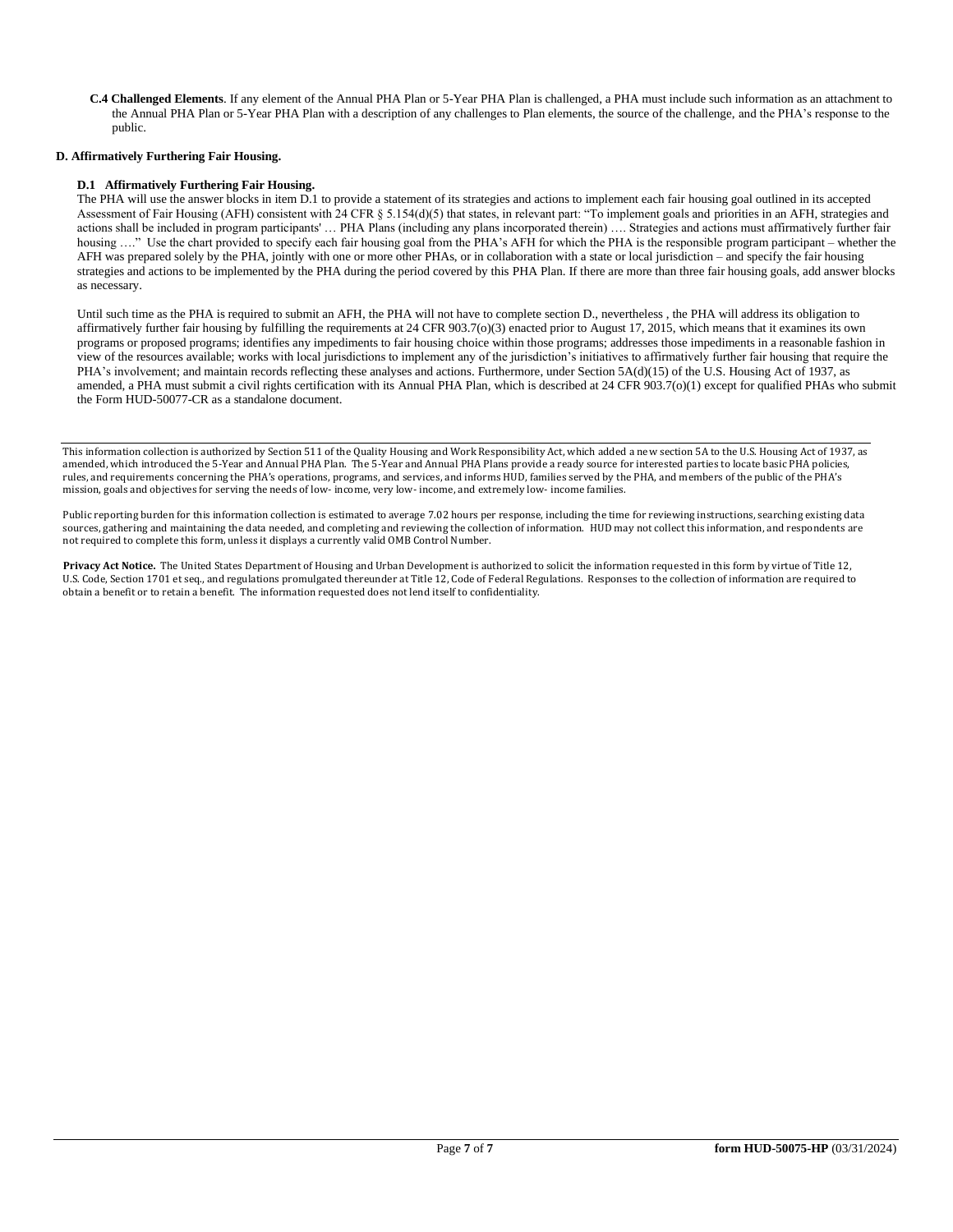**C.4 Challenged Elements**. If any element of the Annual PHA Plan or 5-Year PHA Plan is challenged, a PHA must include such information as an attachment to the Annual PHA Plan or 5-Year PHA Plan with a description of any challenges to Plan elements, the source of the challenge, and the PHA's response to the public.

**D. Affirmatively Furthering Fair Housing.**

**D.1 Affirmatively Furthering Fair Housing.**
The PHA will use the answer blocks in item D.1 to provide a statement of its strategies and actions to implement each fair housing goal outlined in its accepted Assessment of Fair Housing (AFH) consistent with 24 CFR § 5.154(d)(5) that states, in relevant part: "To implement goals and priorities in an AFH, strategies and actions shall be included in program participants' … PHA Plans (including any plans incorporated therein) …. Strategies and actions must affirmatively further fair housing …." Use the chart provided to specify each fair housing goal from the PHA's AFH for which the PHA is the responsible program participant – whether the AFH was prepared solely by the PHA, jointly with one or more other PHAs, or in collaboration with a state or local jurisdiction – and specify the fair housing strategies and actions to be implemented by the PHA during the period covered by this PHA Plan. If there are more than three fair housing goals, add answer blocks as necessary.

Until such time as the PHA is required to submit an AFH, the PHA will not have to complete section D., nevertheless , the PHA will address its obligation to affirmatively further fair housing by fulfilling the requirements at 24 CFR 903.7(o)(3) enacted prior to August 17, 2015, which means that it examines its own programs or proposed programs; identifies any impediments to fair housing choice within those programs; addresses those impediments in a reasonable fashion in view of the resources available; works with local jurisdictions to implement any of the jurisdiction's initiatives to affirmatively further fair housing that require the PHA's involvement; and maintain records reflecting these analyses and actions. Furthermore, under Section 5A(d)(15) of the U.S. Housing Act of 1937, as amended, a PHA must submit a civil rights certification with its Annual PHA Plan, which is described at 24 CFR 903.7(o)(1) except for qualified PHAs who submit the Form HUD-50077-CR as a standalone document.

---

This information collection is authorized by Section 511 of the Quality Housing and Work Responsibility Act, which added a new section 5A to the U.S. Housing Act of 1937, as amended, which introduced the 5-Year and Annual PHA Plan. The 5-Year and Annual PHA Plans provide a ready source for interested parties to locate basic PHA policies, rules, and requirements concerning the PHA's operations, programs, and services, and informs HUD, families served by the PHA, and members of the public of the PHA's mission, goals and objectives for serving the needs of low- income, very low- income, and extremely low- income families.

Public reporting burden for this information collection is estimated to average 7.02 hours per response, including the time for reviewing instructions, searching existing data sources, gathering and maintaining the data needed, and completing and reviewing the collection of information. HUD may not collect this information, and respondents are not required to complete this form, unless it displays a currently valid OMB Control Number.

**Privacy Act Notice.** The United States Department of Housing and Urban Development is authorized to solicit the information requested in this form by virtue of Title 12, U.S. Code, Section 1701 et seq., and regulations promulgated thereunder at Title 12, Code of Federal Regulations. Responses to the collection of information are required to obtain a benefit or to retain a benefit. The information requested does not lend itself to confidentiality.